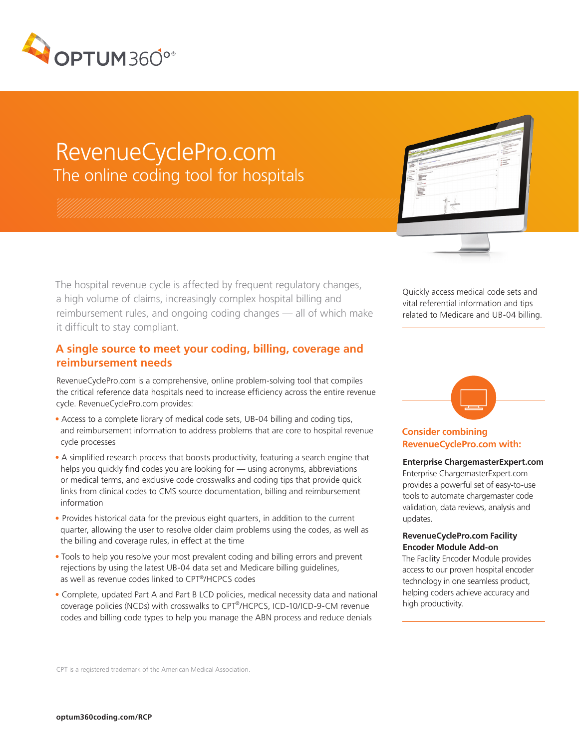# RevenueCyclePro.com

## The online coding tool for hospitals

The hospital revenue cycle is affected by frequent regulatory changes, a high volume of claims, increasingly complex hospital billing and reimbursement rules, and ongoing coding changes — all of which make it difficult to stay compliant.

Quickly access medical code sets and vital referential information and tips related to Medicare and UB-04 billing.

## A single source to meet your coding, billing, coverage and reimbursement needs

RevenueCyclePro.com is a comprehensive, online problem-solving tool that compiles the critical reference data hospitals need to increase efficiency across the entire revenue cycle. RevenueCyclePro.com provides:

- Access to a complete library of medical code sets, UB-04 billing and coding tips, and reimbursement information to address problems that are core to hospital revenue cycle processes
- A simplified research process that boosts productivity, featuring a search engine that helps you quickly find codes you are looking for — using acronyms, abbreviations or medical terms, and exclusive code crosswalks and coding tips that provide quick links from clinical codes to CMS source documentation, billing and reimbursement information
- Provides historical data for the previous eight quarters, in addition to the current quarter, allowing the user to resolve older claim problems using the codes, as well as the billing and coverage rules, in effect at the time
- Tools to help you resolve your most prevalent coding and billing errors and prevent rejections by using the latest UB-04 data set and Medicare billing guidelines, as well as revenue codes linked to CPT®/HCPCS codes
- Complete, updated Part A and Part B LCD policies, medical necessity data and national coverage policies (NCDs) with crosswalks to CPT®/HCPCS, ICD-10/ICD-9-CM revenue codes and billing code types to help you manage the ABN process and reduce denials

## Consider combining RevenueCyclePro.com with:

**Enterprise ChargemasterExpert.com**
Enterprise ChargemasterExpert.com provides a powerful set of easy-to-use tools to automate chargemaster code validation, data reviews, analysis and updates.

**RevenueCyclePro.com Facility Encoder Module Add-on**
The Facility Encoder Module provides access to our proven hospital encoder technology in one seamless product, helping coders achieve accuracy and high productivity.

CPT is a registered trademark of the American Medical Association.

**optum360coding.com/RCP**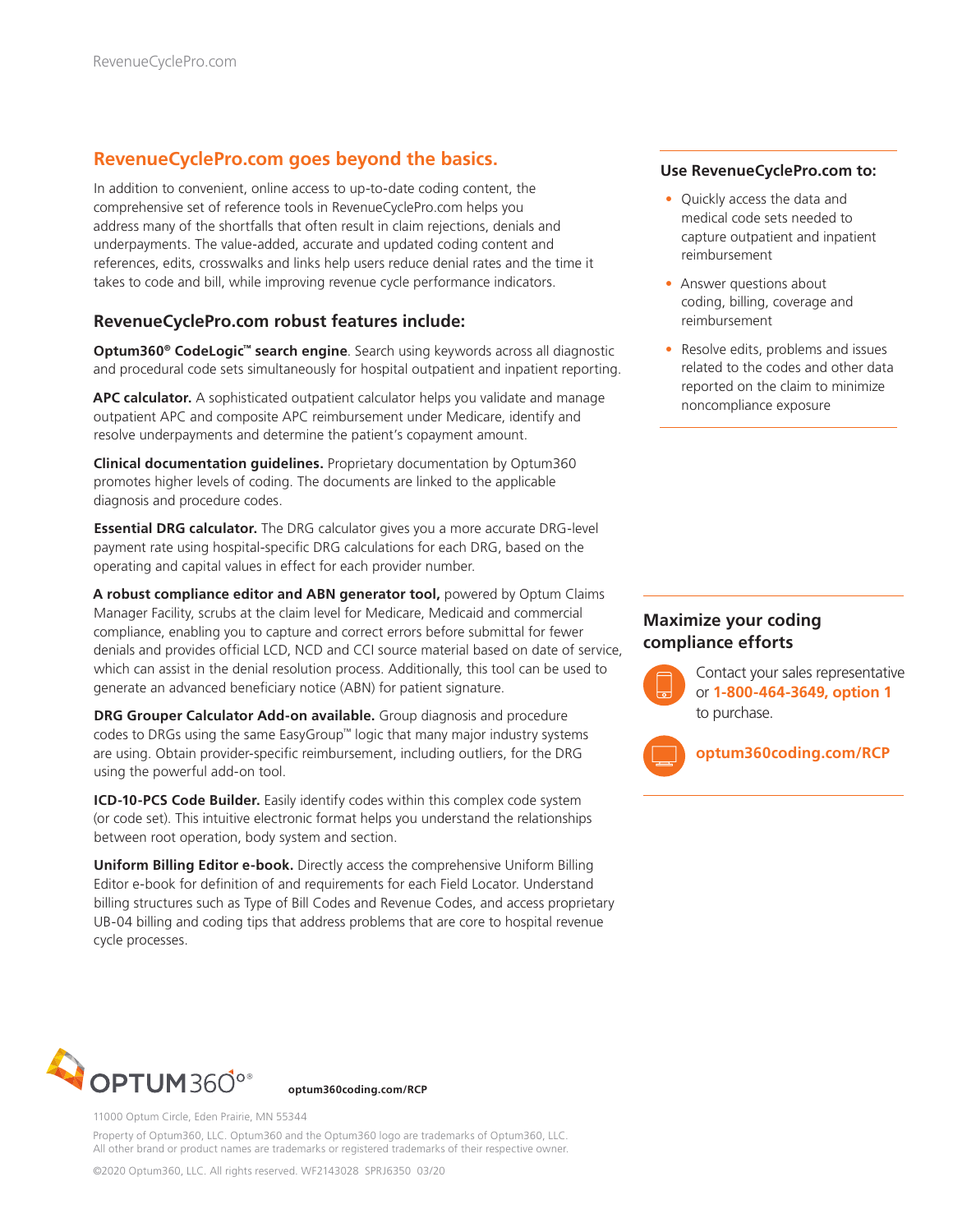## RevenueCyclePro.com goes beyond the basics.

In addition to convenient, online access to up-to-date coding content, the comprehensive set of reference tools in RevenueCyclePro.com helps you address many of the shortfalls that often result in claim rejections, denials and underpayments. The value-added, accurate and updated coding content and references, edits, crosswalks and links help users reduce denial rates and the time it takes to code and bill, while improving revenue cycle performance indicators.

### RevenueCyclePro.com robust features include:

**Optum360® CodeLogic™ search engine**. Search using keywords across all diagnostic and procedural code sets simultaneously for hospital outpatient and inpatient reporting.

**APC calculator.** A sophisticated outpatient calculator helps you validate and manage outpatient APC and composite APC reimbursement under Medicare, identify and resolve underpayments and determine the patient's copayment amount.

**Clinical documentation guidelines.** Proprietary documentation by Optum360 promotes higher levels of coding. The documents are linked to the applicable diagnosis and procedure codes.

**Essential DRG calculator.** The DRG calculator gives you a more accurate DRG-level payment rate using hospital-specific DRG calculations for each DRG, based on the operating and capital values in effect for each provider number.

**A robust compliance editor and ABN generator tool,** powered by Optum Claims Manager Facility, scrubs at the claim level for Medicare, Medicaid and commercial compliance, enabling you to capture and correct errors before submittal for fewer denials and provides official LCD, NCD and CCI source material based on date of service, which can assist in the denial resolution process. Additionally, this tool can be used to generate an advanced beneficiary notice (ABN) for patient signature.

**DRG Grouper Calculator Add-on available.** Group diagnosis and procedure codes to DRGs using the same EasyGroup™ logic that many major industry systems are using. Obtain provider-specific reimbursement, including outliers, for the DRG using the powerful add-on tool.

**ICD-10-PCS Code Builder.** Easily identify codes within this complex code system (or code set). This intuitive electronic format helps you understand the relationships between root operation, body system and section.

**Uniform Billing Editor e-book.** Directly access the comprehensive Uniform Billing Editor e-book for definition of and requirements for each Field Locator. Understand billing structures such as Type of Bill Codes and Revenue Codes, and access proprietary UB-04 billing and coding tips that address problems that are core to hospital revenue cycle processes.

### Use RevenueCyclePro.com to:

- Quickly access the data and medical code sets needed to capture outpatient and inpatient reimbursement
- Answer questions about coding, billing, coverage and reimbursement
- Resolve edits, problems and issues related to the codes and other data reported on the claim to minimize noncompliance exposure

### Maximize your coding compliance efforts

Contact your sales representative or **1-800-464-3649, option 1** to purchase.

**optum360coding.com/RCP**

OPTUM360®

**optum360coding.com/RCP**

11000 Optum Circle, Eden Prairie, MN 55344

Property of Optum360, LLC. Optum360 and the Optum360 logo are trademarks of Optum360, LLC. All other brand or product names are trademarks or registered trademarks of their respective owner.

©2020 Optum360, LLC. All rights reserved. WF2143028 SPRJ6350 03/20